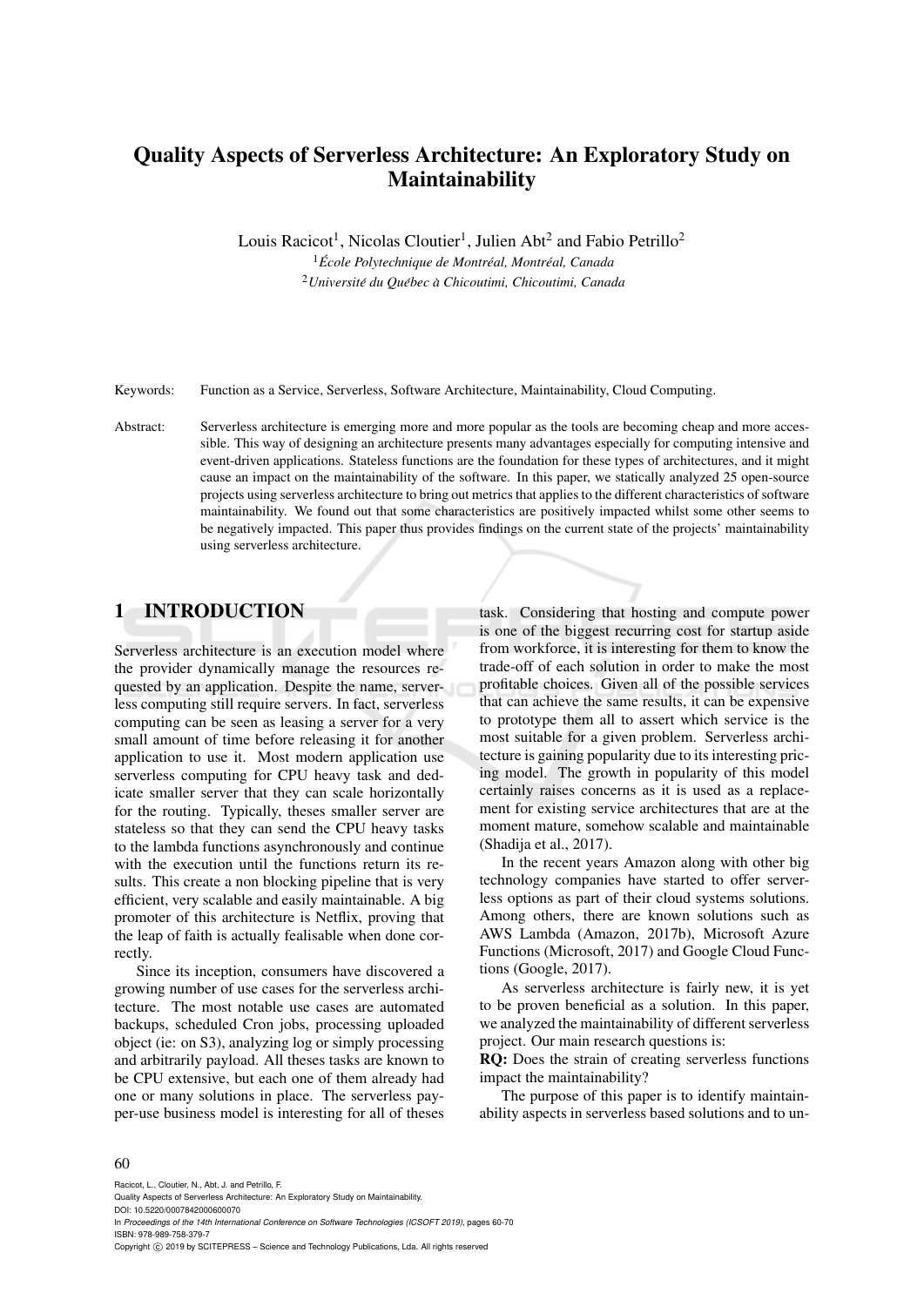# Quality Aspects of Serverless Architecture: An Exploratory Study on Maintainability

Louis Racicot[1], Nicolas Cloutier[1], Julien Abt[2] and Fabio Petrillo[2]

[1] *École Polytechnique de Montréal, Montréal, Canada*

[2] *Université du Québec à Chicoutimi, Chicoutimi, Canada*

Keywords: Function as a Service, Serverless, Software Architecture, Maintainability, Cloud Computing.

Abstract: Serverless architecture is emerging more and more popular as the tools are becoming cheap and more accessible. This way of designing an architecture presents many advantages especially for computing intensive and event-driven applications. Stateless functions are the foundation for these types of architectures, and it might cause an impact on the maintainability of the software. In this paper, we statically analyzed 25 open-source projects using serverless architecture to bring out metrics that applies to the different characteristics of software maintainability. We found out that some characteristics are positively impacted whilst some other seems to be negatively impacted. This paper thus provides findings on the current state of the projects' maintainability using serverless architecture.

## 1 INTRODUCTION

Serverless architecture is an execution model where the provider dynamically manage the resources requested by an application. Despite the name, serverless computing still require servers. In fact, serverless computing can be seen as leasing a server for a very small amount of time before releasing it for another application to use it. Most modern application use serverless computing for CPU heavy task and dedicate smaller server that they can scale horizontally for the routing. Typically, theses smaller server are stateless so that they can send the CPU heavy tasks to the lambda functions asynchronously and continue with the execution until the functions return its results. This create a non blocking pipeline that is very efficient, very scalable and easily maintainable. A big promoter of this architecture is Netflix, proving that the leap of faith is actually fealisable when done correctly.

Since its inception, consumers have discovered a growing number of use cases for the serverless architecture. The most notable use cases are automated backups, scheduled Cron jobs, processing uploaded object (ie: on S3), analyzing log or simply processing and arbitrarily payload. All theses tasks are known to be CPU extensive, but each one of them already had one or many solutions in place. The serverless pay-per-use business model is interesting for all of theses task. Considering that hosting and compute power is one of the biggest recurring cost for startup aside from workforce, it is interesting for them to know the trade-off of each solution in order to make the most profitable choices. Given all of the possible services that can achieve the same results, it can be expensive to prototype them all to assert which service is the most suitable for a given problem. Serverless architecture is gaining popularity due to its interesting pricing model. The growth in popularity of this model certainly raises concerns as it is used as a replacement for existing service architectures that are at the moment mature, somehow scalable and maintainable (Shadija et al., 2017).

In the recent years Amazon along with other big technology companies have started to offer serverless options as part of their cloud systems solutions. Among others, there are known solutions such as AWS Lambda (Amazon, 2017b), Microsoft Azure Functions (Microsoft, 2017) and Google Cloud Functions (Google, 2017).

As serverless architecture is fairly new, it is yet to be proven beneficial as a solution. In this paper, we analyzed the maintainability of different serverless project. Our main research questions is:

**RQ:** Does the strain of creating serverless functions impact the maintainability?

The purpose of this paper is to identify maintainability aspects in serverless based solutions and to un-

Racicot, L., Cloutier, N., Abt, J. and Petrillo, F.
Quality Aspects of Serverless Architecture: An Exploratory Study on Maintainability.
DOI: 10.5220/0007842000600070
In *Proceedings of the 14th International Conference on Software Technologies (ICSOFT 2019)*, pages 60-70
ISBN: 978-989-758-379-7
Copyright © 2019 by SCITEPRESS – Science and Technology Publications, Lda. All rights reserved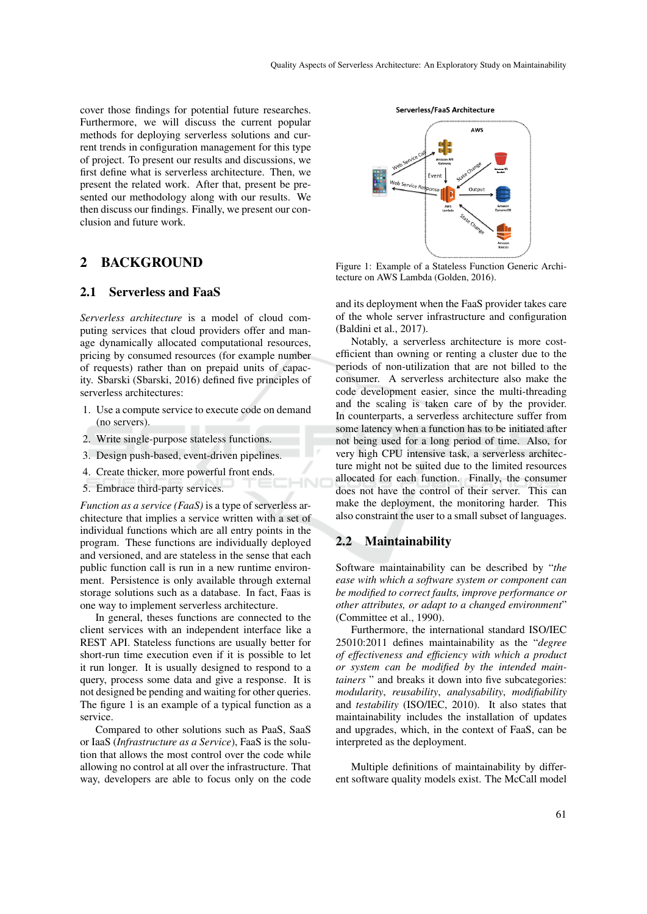cover those findings for potential future researches. Furthermore, we will discuss the current popular methods for deploying serverless solutions and current trends in configuration management for this type of project. To present our results and discussions, we first define what is serverless architecture. Then, we present the related work. After that, present be presented our methodology along with our results. We then discuss our findings. Finally, we present our conclusion and future work.

## 2 BACKGROUND

### 2.1 Serverless and FaaS

*Serverless architecture* is a model of cloud computing services that cloud providers offer and manage dynamically allocated computational resources, pricing by consumed resources (for example number of requests) rather than on prepaid units of capacity. Sbarski (Sbarski, 2016) defined five principles of serverless architectures:

1. Use a compute service to execute code on demand (no servers).
2. Write single-purpose stateless functions.
3. Design push-based, event-driven pipelines.
4. Create thicker, more powerful front ends.
5. Embrace third-party services.

*Function as a service (FaaS)* is a type of serverless architecture that implies a service written with a set of individual functions which are all entry points in the program. These functions are individually deployed and versioned, and are stateless in the sense that each public function call is run in a new runtime environment. Persistence is only available through external storage solutions such as a database. In fact, Faas is one way to implement serverless architecture.

In general, theses functions are connected to the client services with an independent interface like a REST API. Stateless functions are usually better for short-run time execution even if it is possible to let it run longer. It is usually designed to respond to a query, process some data and give a response. It is not designed be pending and waiting for other queries. The figure 1 is an example of a typical function as a service.

Compared to other solutions such as PaaS, SaaS or IaaS (*Infrastructure as a Service*), FaaS is the solution that allows the most control over the code while allowing no control at all over the infrastructure. That way, developers are able to focus only on the code

Figure 1: Example of a Stateless Function Generic Architecture on AWS Lambda (Golden, 2016).

and its deployment when the FaaS provider takes care of the whole server infrastructure and configuration (Baldini et al., 2017).

Notably, a serverless architecture is more cost-efficient than owning or renting a cluster due to the periods of non-utilization that are not billed to the consumer. A serverless architecture also make the code development easier, since the multi-threading and the scaling is taken care of by the provider. In counterparts, a serverless architecture suffer from some latency when a function has to be initiated after not being used for a long period of time. Also, for very high CPU intensive task, a serverless architecture might not be suited due to the limited resources allocated for each function. Finally, the consumer does not have the control of their server. This can make the deployment, the monitoring harder. This also constraint the user to a small subset of languages.

### 2.2 Maintainability

Software maintainability can be described by "*the ease with which a software system or component can be modified to correct faults, improve performance or other attributes, or adapt to a changed environment*" (Committee et al., 1990).

Furthermore, the international standard ISO/IEC 25010:2011 defines maintainability as the "*degree of effectiveness and efficiency with which a product or system can be modified by the intended maintainers* " and breaks it down into five subcategories: *modularity*, *reusability*, *analysability*, *modifiability* and *testability* (ISO/IEC, 2010). It also states that maintainability includes the installation of updates and upgrades, which, in the context of FaaS, can be interpreted as the deployment.

Multiple definitions of maintainability by different software quality models exist. The McCall model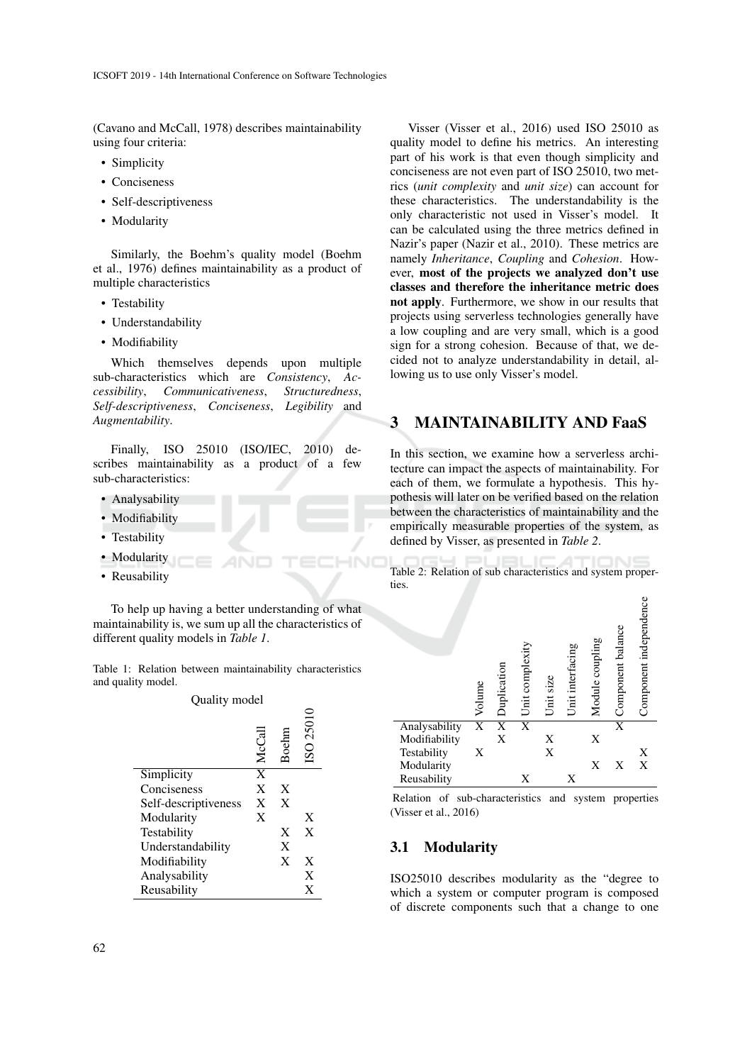(Cavano and McCall, 1978) describes maintainability using four criteria:

- Simplicity
- Conciseness
- Self-descriptiveness
- Modularity

Similarly, the Boehm's quality model (Boehm et al., 1976) defines maintainability as a product of multiple characteristics

- Testability
- Understandability
- Modifiability

Which themselves depends upon multiple sub-characteristics which are *Consistency*, *Accessibility*, *Communicativeness*, *Structuredness*, *Self-descriptiveness*, *Conciseness*, *Legibility* and *Augmentability*.

Finally, ISO 25010 (ISO/IEC, 2010) describes maintainability as a product of a few sub-characteristics:

- Analysability
- Modifiability
- Testability
- Modularity
- Reusability

To help up having a better understanding of what maintainability is, we sum up all the characteristics of different quality models in *Table 1*.

Table 1: Relation between maintainability characteristics and quality model.

| | Quality model | | |
|---|---|---|---|
| | McCall | Boehm | ISO 25010 |
| Simplicity | X | | |
| Conciseness | X | X | |
| Self-descriptiveness | X | X | |
| Modularity | X | | X |
| Testability | | X | X |
| Understandability | | X | |
| Modifiability | | X | X |
| Analysability | | | X |
| Reusability | | | X |

Visser (Visser et al., 2016) used ISO 25010 as quality model to define his metrics. An interesting part of his work is that even though simplicity and conciseness are not even part of ISO 25010, two metrics (*unit complexity* and *unit size*) can account for these characteristics. The understandability is the only characteristic not used in Visser's model. It can be calculated using the three metrics defined in Nazir's paper (Nazir et al., 2010). These metrics are namely *Inheritance*, *Coupling* and *Cohesion*. However, **most of the projects we analyzed don't use classes and therefore the inheritance metric does not apply**. Furthermore, we show in our results that projects using serverless technologies generally have a low coupling and are very small, which is a good sign for a strong cohesion. Because of that, we decided not to analyze understandability in detail, allowing us to use only Visser's model.

## 3 MAINTAINABILITY AND FaaS

In this section, we examine how a serverless architecture can impact the aspects of maintainability. For each of them, we formulate a hypothesis. This hypothesis will later on be verified based on the relation between the characteristics of maintainability and the empirically measurable properties of the system, as defined by Visser, as presented in *Table 2*.

Table 2: Relation of sub characteristics and system properties.

| | Volume | Duplication | Unit complexity | Unit size | Unit interfacing | Module coupling | Component balance | Component independence |
|---|---|---|---|---|---|---|---|---|
| Analysability | X | X | X | | | | X | |
| Modifiability | | X | | X | | X | | |
| Testability | X | | | X | | | | X |
| Modularity | | | | | | X | X | X |
| Reusability | | | X | | X | | | |

Relation of sub-characteristics and system properties (Visser et al., 2016)

### 3.1 Modularity

ISO25010 describes modularity as the "degree to which a system or computer program is composed of discrete components such that a change to one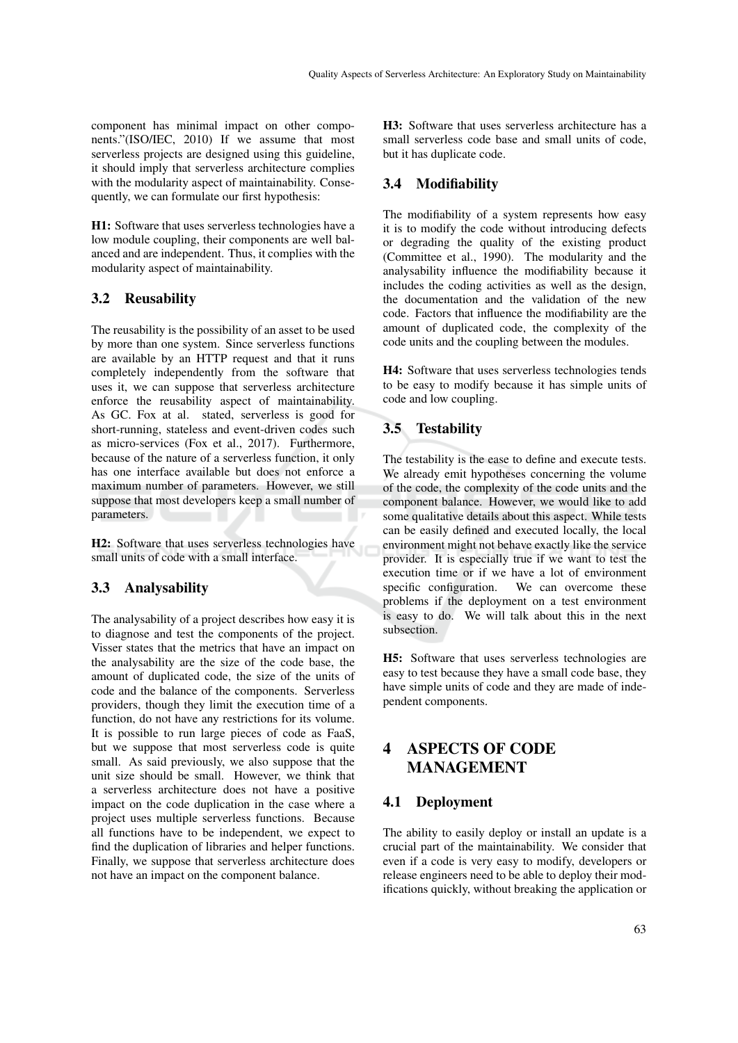component has minimal impact on other components."(ISO/IEC, 2010) If we assume that most serverless projects are designed using this guideline, it should imply that serverless architecture complies with the modularity aspect of maintainability. Consequently, we can formulate our first hypothesis:

**H1:** Software that uses serverless technologies have a low module coupling, their components are well balanced and are independent. Thus, it complies with the modularity aspect of maintainability.

### 3.2 Reusability

The reusability is the possibility of an asset to be used by more than one system. Since serverless functions are available by an HTTP request and that it runs completely independently from the software that uses it, we can suppose that serverless architecture enforce the reusability aspect of maintainability. As GC. Fox at al. stated, serverless is good for short-running, stateless and event-driven codes such as micro-services (Fox et al., 2017). Furthermore, because of the nature of a serverless function, it only has one interface available but does not enforce a maximum number of parameters. However, we still suppose that most developers keep a small number of parameters.

**H2:** Software that uses serverless technologies have small units of code with a small interface.

### 3.3 Analysability

The analysability of a project describes how easy it is to diagnose and test the components of the project. Visser states that the metrics that have an impact on the analysability are the size of the code base, the amount of duplicated code, the size of the units of code and the balance of the components. Serverless providers, though they limit the execution time of a function, do not have any restrictions for its volume. It is possible to run large pieces of code as FaaS, but we suppose that most serverless code is quite small. As said previously, we also suppose that the unit size should be small. However, we think that a serverless architecture does not have a positive impact on the code duplication in the case where a project uses multiple serverless functions. Because all functions have to be independent, we expect to find the duplication of libraries and helper functions. Finally, we suppose that serverless architecture does not have an impact on the component balance.

**H3:** Software that uses serverless architecture has a small serverless code base and small units of code, but it has duplicate code.

### 3.4 Modifiability

The modifiability of a system represents how easy it is to modify the code without introducing defects or degrading the quality of the existing product (Committee et al., 1990). The modularity and the analysability influence the modifiability because it includes the coding activities as well as the design, the documentation and the validation of the new code. Factors that influence the modifiability are the amount of duplicated code, the complexity of the code units and the coupling between the modules.

**H4:** Software that uses serverless technologies tends to be easy to modify because it has simple units of code and low coupling.

### 3.5 Testability

The testability is the ease to define and execute tests. We already emit hypotheses concerning the volume of the code, the complexity of the code units and the component balance. However, we would like to add some qualitative details about this aspect. While tests can be easily defined and executed locally, the local environment might not behave exactly like the service provider. It is especially true if we want to test the execution time or if we have a lot of environment specific configuration. We can overcome these problems if the deployment on a test environment is easy to do. We will talk about this in the next subsection.

**H5:** Software that uses serverless technologies are easy to test because they have a small code base, they have simple units of code and they are made of independent components.

## 4 ASPECTS OF CODE MANAGEMENT

### 4.1 Deployment

The ability to easily deploy or install an update is a crucial part of the maintainability. We consider that even if a code is very easy to modify, developers or release engineers need to be able to deploy their modifications quickly, without breaking the application or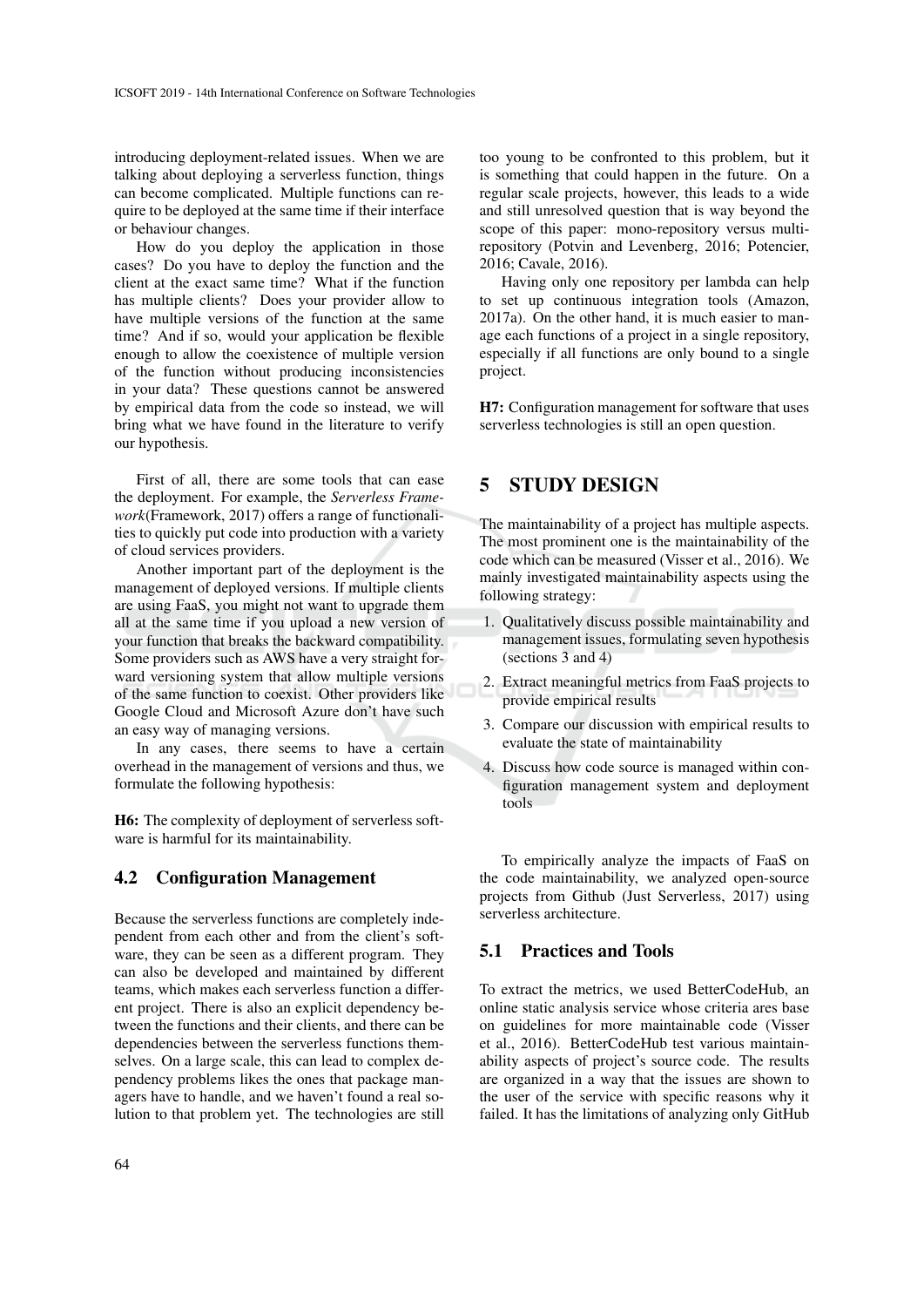introducing deployment-related issues. When we are talking about deploying a serverless function, things can become complicated. Multiple functions can require to be deployed at the same time if their interface or behaviour changes.

How do you deploy the application in those cases? Do you have to deploy the function and the client at the exact same time? What if the function has multiple clients? Does your provider allow to have multiple versions of the function at the same time? And if so, would your application be flexible enough to allow the coexistence of multiple version of the function without producing inconsistencies in your data? These questions cannot be answered by empirical data from the code so instead, we will bring what we have found in the literature to verify our hypothesis.

First of all, there are some tools that can ease the deployment. For example, the *Serverless Framework*(Framework, 2017) offers a range of functionalities to quickly put code into production with a variety of cloud services providers.

Another important part of the deployment is the management of deployed versions. If multiple clients are using FaaS, you might not want to upgrade them all at the same time if you upload a new version of your function that breaks the backward compatibility. Some providers such as AWS have a very straight forward versioning system that allow multiple versions of the same function to coexist. Other providers like Google Cloud and Microsoft Azure don't have such an easy way of managing versions.

In any cases, there seems to have a certain overhead in the management of versions and thus, we formulate the following hypothesis:

**H6:** The complexity of deployment of serverless software is harmful for its maintainability.

### 4.2 Configuration Management

Because the serverless functions are completely independent from each other and from the client's software, they can be seen as a different program. They can also be developed and maintained by different teams, which makes each serverless function a different project. There is also an explicit dependency between the functions and their clients, and there can be dependencies between the serverless functions themselves. On a large scale, this can lead to complex dependency problems likes the ones that package managers have to handle, and we haven't found a real solution to that problem yet. The technologies are still too young to be confronted to this problem, but it is something that could happen in the future. On a regular scale projects, however, this leads to a wide and still unresolved question that is way beyond the scope of this paper: mono-repository versus multi-repository (Potvin and Levenberg, 2016; Potencier, 2016; Cavale, 2016).

Having only one repository per lambda can help to set up continuous integration tools (Amazon, 2017a). On the other hand, it is much easier to manage each functions of a project in a single repository, especially if all functions are only bound to a single project.

**H7:** Configuration management for software that uses serverless technologies is still an open question.

## 5 STUDY DESIGN

The maintainability of a project has multiple aspects. The most prominent one is the maintainability of the code which can be measured (Visser et al., 2016). We mainly investigated maintainability aspects using the following strategy:

1. Qualitatively discuss possible maintainability and management issues, formulating seven hypothesis (sections 3 and 4)
2. Extract meaningful metrics from FaaS projects to provide empirical results
3. Compare our discussion with empirical results to evaluate the state of maintainability
4. Discuss how code source is managed within configuration management system and deployment tools

To empirically analyze the impacts of FaaS on the code maintainability, we analyzed open-source projects from Github (Just Serverless, 2017) using serverless architecture.

### 5.1 Practices and Tools

To extract the metrics, we used BetterCodeHub, an online static analysis service whose criteria ares base on guidelines for more maintainable code (Visser et al., 2016). BetterCodeHub test various maintainability aspects of project's source code. The results are organized in a way that the issues are shown to the user of the service with specific reasons why it failed. It has the limitations of analyzing only GitHub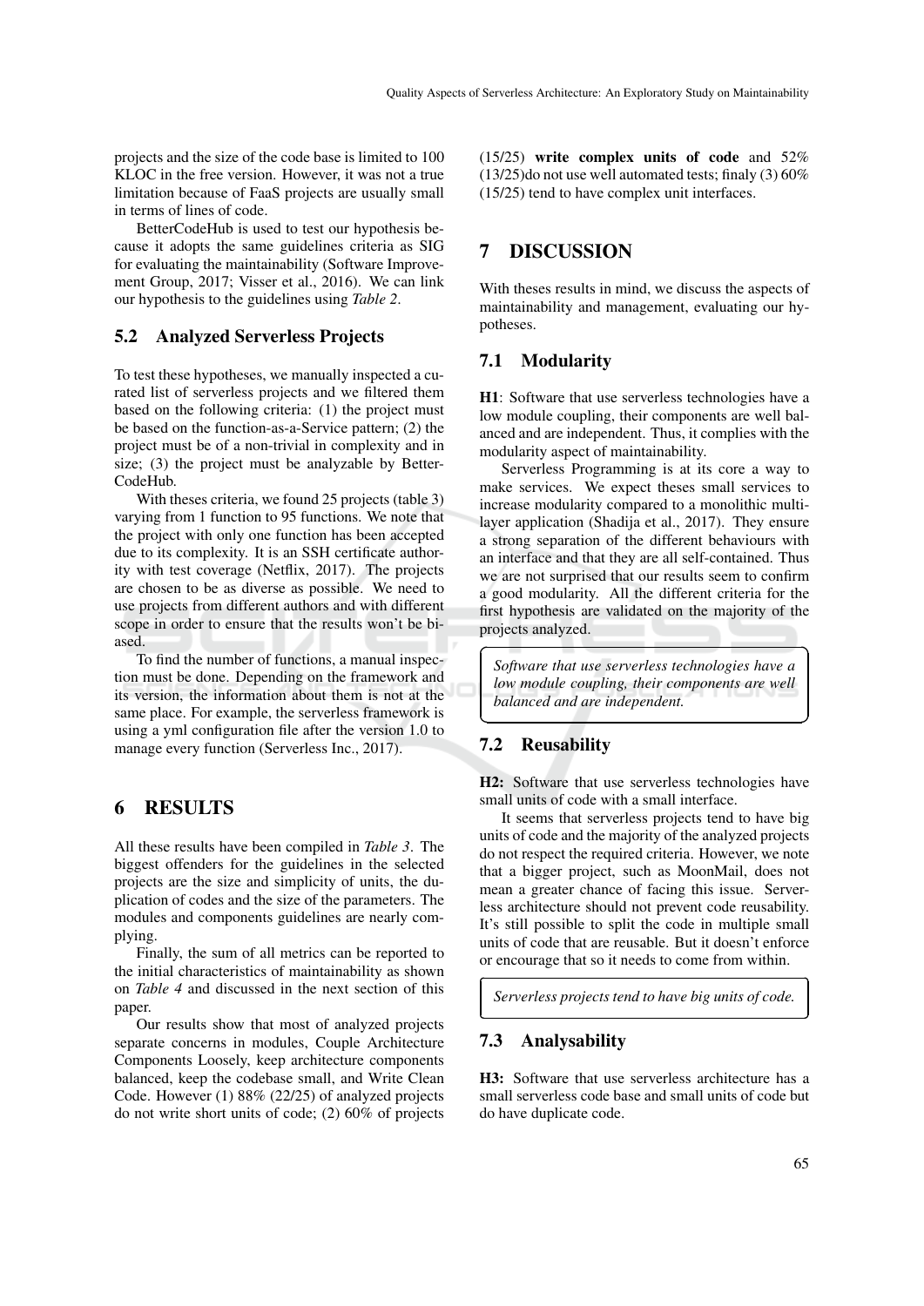projects and the size of the code base is limited to 100 KLOC in the free version. However, it was not a true limitation because of FaaS projects are usually small in terms of lines of code.

BetterCodeHub is used to test our hypothesis because it adopts the same guidelines criteria as SIG for evaluating the maintainability (Software Improvement Group, 2017; Visser et al., 2016). We can link our hypothesis to the guidelines using *Table 2*.

### 5.2 Analyzed Serverless Projects

To test these hypotheses, we manually inspected a curated list of serverless projects and we filtered them based on the following criteria: (1) the project must be based on the function-as-a-Service pattern; (2) the project must be of a non-trivial in complexity and in size; (3) the project must be analyzable by BetterCodeHub.

With theses criteria, we found 25 projects (table 3) varying from 1 function to 95 functions. We note that the project with only one function has been accepted due to its complexity. It is an SSH certificate authority with test coverage (Netflix, 2017). The projects are chosen to be as diverse as possible. We need to use projects from different authors and with different scope in order to ensure that the results won't be biased.

To find the number of functions, a manual inspection must be done. Depending on the framework and its version, the information about them is not at the same place. For example, the serverless framework is using a yml configuration file after the version 1.0 to manage every function (Serverless Inc., 2017).

## 6 RESULTS

All these results have been compiled in *Table 3*. The biggest offenders for the guidelines in the selected projects are the size and simplicity of units, the duplication of codes and the size of the parameters. The modules and components guidelines are nearly complying.

Finally, the sum of all metrics can be reported to the initial characteristics of maintainability as shown on *Table 4* and discussed in the next section of this paper.

Our results show that most of analyzed projects separate concerns in modules, Couple Architecture Components Loosely, keep architecture components balanced, keep the codebase small, and Write Clean Code. However (1) 88% (22/25) of analyzed projects do not write short units of code; (2) 60% of projects (15/25) **write complex units of code** and 52% (13/25)do not use well automated tests; finaly (3) 60% (15/25) tend to have complex unit interfaces.

## 7 DISCUSSION

With theses results in mind, we discuss the aspects of maintainability and management, evaluating our hypotheses.

### 7.1 Modularity

**H1**: Software that use serverless technologies have a low module coupling, their components are well balanced and are independent. Thus, it complies with the modularity aspect of maintainability.

Serverless Programming is at its core a way to make services. We expect theses small services to increase modularity compared to a monolithic multi-layer application (Shadija et al., 2017). They ensure a strong separation of the different behaviours with an interface and that they are all self-contained. Thus we are not surprised that our results seem to confirm a good modularity. All the different criteria for the first hypothesis are validated on the majority of the projects analyzed.

*Software that use serverless technologies have a low module coupling, their components are well balanced and are independent.*

### 7.2 Reusability

**H2:** Software that use serverless technologies have small units of code with a small interface.

It seems that serverless projects tend to have big units of code and the majority of the analyzed projects do not respect the required criteria. However, we note that a bigger project, such as MoonMail, does not mean a greater chance of facing this issue. Serverless architecture should not prevent code reusability. It's still possible to split the code in multiple small units of code that are reusable. But it doesn't enforce or encourage that so it needs to come from within.

*Serverless projects tend to have big units of code.*

### 7.3 Analysability

**H3:** Software that use serverless architecture has a small serverless code base and small units of code but do have duplicate code.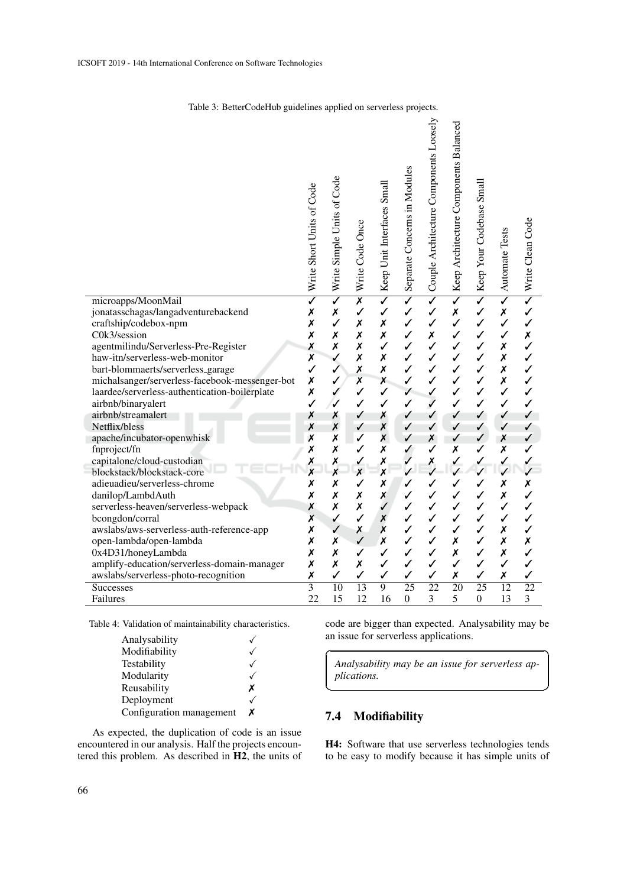Table 3: BetterCodeHub guidelines applied on serverless projects.

| | Write Short Units of Code | Write Simple Units of Code | Write Code Once | Keep Unit Interfaces Small | Separate Concerns in Modules | Couple Architecture Components Loosely | Keep Architecture Components Balanced | Keep Your Codebase Small | Automate Tests | Write Clean Code |
|---|---|---|---|---|---|---|---|---|---|---|
| microapps/MoonMail | ✓ | ✓ | ✗ | ✓ | ✓ | ✓ | ✓ | ✓ | ✓ | ✓ |
| jonatasschagas/langadventurebackend | ✗ | ✗ | ✓ | ✓ | ✓ | ✓ | ✗ | ✓ | ✗ | ✓ |
| craftship/codebox-npm | ✗ | ✓ | ✗ | ✗ | ✓ | ✓ | ✓ | ✓ | ✓ | ✓ |
| C0k3/session | ✗ | ✗ | ✗ | ✗ | ✓ | ✗ | ✓ | ✓ | ✓ | ✗ |
| agentmilindu/Serverless-Pre-Register | ✗ | ✗ | ✗ | ✓ | ✓ | ✓ | ✓ | ✓ | ✗ | ✓ |
| haw-itn/serverless-web-monitor | ✗ | ✓ | ✗ | ✗ | ✓ | ✓ | ✓ | ✓ | ✗ | ✓ |
| bart-blommaerts/serverless_garage | ✓ | ✓ | ✗ | ✗ | ✓ | ✓ | ✓ | ✓ | ✗ | ✓ |
| michalsanger/serverless-facebook-messenger-bot | ✗ | ✓ | ✗ | ✗ | ✓ | ✓ | ✓ | ✓ | ✗ | ✓ |
| laardee/serverless-authentication-boilerplate | ✗ | ✓ | ✓ | ✓ | ✓ | ✓ | ✓ | ✓ | ✓ | ✓ |
| airbnb/binaryalert | ✓ | ✓ | ✓ | ✓ | ✓ | ✓ | ✓ | ✓ | ✓ | ✓ |
| airbnb/streamalert | ✗ | ✗ | ✓ | ✗ | ✓ | ✓ | ✓ | ✓ | ✓ | ✓ |
| Netflix/bless | ✗ | ✗ | ✓ | ✗ | ✓ | ✓ | ✓ | ✓ | ✓ | ✓ |
| apache/incubator-openwhisk | ✗ | ✗ | ✓ | ✗ | ✓ | ✗ | ✓ | ✓ | ✗ | ✓ |
| fnproject/fn | ✗ | ✗ | ✓ | ✗ | ✓ | ✓ | ✗ | ✓ | ✗ | ✓ |
| capitalone/cloud-custodian | ✗ | ✗ | ✓ | ✗ | ✓ | ✗ | ✓ | ✓ | ✓ | ✓ |
| blockstack/blockstack-core | ✗ | ✗ | ✗ | ✗ | ✓ | ✓ | ✓ | ✓ | ✓ | ✓ |
| adieuadieu/serverless-chrome | ✗ | ✗ | ✓ | ✗ | ✓ | ✓ | ✓ | ✓ | ✗ | ✗ |
| danilop/LambdAuth | ✗ | ✗ | ✗ | ✗ | ✓ | ✓ | ✓ | ✓ | ✗ | ✓ |
| serverless-heaven/serverless-webpack | ✗ | ✗ | ✗ | ✓ | ✓ | ✓ | ✓ | ✓ | ✓ | ✓ |
| bcongdon/corral | ✗ | ✓ | ✓ | ✗ | ✓ | ✓ | ✓ | ✓ | ✓ | ✓ |
| awslabs/aws-serverless-auth-reference-app | ✗ | ✓ | ✗ | ✗ | ✓ | ✓ | ✓ | ✓ | ✗ | ✓ |
| open-lambda/open-lambda | ✗ | ✗ | ✓ | ✗ | ✓ | ✓ | ✗ | ✓ | ✗ | ✗ |
| 0x4D31/honeyLambda | ✗ | ✗ | ✓ | ✓ | ✓ | ✓ | ✗ | ✓ | ✗ | ✓ |
| amplify-education/serverless-domain-manager | ✗ | ✗ | ✗ | ✓ | ✓ | ✓ | ✓ | ✓ | ✓ | ✓ |
| awslabs/serverless-photo-recognition | ✗ | ✓ | ✓ | ✓ | ✓ | ✓ | ✗ | ✓ | ✗ | ✓ |
| Successes | 3 | 10 | 13 | 9 | 25 | 22 | 20 | 25 | 12 | 22 |
| Failures | 22 | 15 | 12 | 16 | 0 | 3 | 5 | 0 | 13 | 3 |

Table 4: Validation of maintainability characteristics.

| | |
|---|---|
| Analysability | ✓ |
| Modifiability | ✓ |
| Testability | ✓ |
| Modularity | ✓ |
| Reusability | ✗ |
| Deployment | ✓ |
| Configuration management | ✗ |

As expected, the duplication of code is an issue encountered in our analysis. Half the projects encountered this problem. As described in **H2**, the units of code are bigger than expected. Analysability may be an issue for serverless applications.

> *Analysability may be an issue for serverless applications.*

### 7.4 Modifiability

**H4:** Software that use serverless technologies tends to be easy to modify because it has simple units of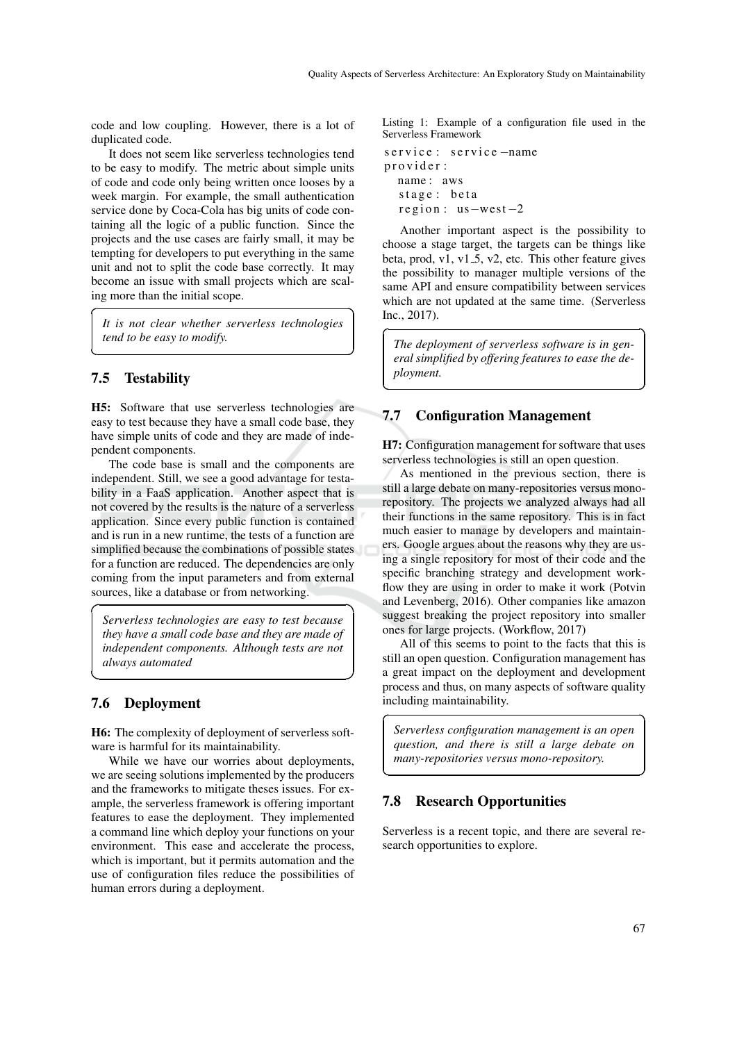code and low coupling. However, there is a lot of duplicated code.

It does not seem like serverless technologies tend to be easy to modify. The metric about simple units of code and code only being written once looses by a week margin. For example, the small authentication service done by Coca-Cola has big units of code containing all the logic of a public function. Since the projects and the use cases are fairly small, it may be tempting for developers to put everything in the same unit and not to split the code base correctly. It may become an issue with small projects which are scaling more than the initial scope.

> *It is not clear whether serverless technologies tend to be easy to modify.*

## 7.5 Testability

**H5:** Software that use serverless technologies are easy to test because they have a small code base, they have simple units of code and they are made of independent components.

The code base is small and the components are independent. Still, we see a good advantage for testability in a FaaS application. Another aspect that is not covered by the results is the nature of a serverless application. Since every public function is contained and is run in a new runtime, the tests of a function are simplified because the combinations of possible states for a function are reduced. The dependencies are only coming from the input parameters and from external sources, like a database or from networking.

> *Serverless technologies are easy to test because they have a small code base and they are made of independent components. Although tests are not always automated*

## 7.6 Deployment

**H6:** The complexity of deployment of serverless software is harmful for its maintainability.

While we have our worries about deployments, we are seeing solutions implemented by the producers and the frameworks to mitigate theses issues. For example, the serverless framework is offering important features to ease the deployment. They implemented a command line which deploy your functions on your environment. This ease and accelerate the process, which is important, but it permits automation and the use of configuration files reduce the possibilities of human errors during a deployment.

Listing 1: Example of a configuration file used in the Serverless Framework

```
service: service-name
provider:
  name: aws
  stage: beta
  region: us-west-2
```

Another important aspect is the possibility to choose a stage target, the targets can be things like beta, prod, v1, v1_5, v2, etc. This other feature gives the possibility to manager multiple versions of the same API and ensure compatibility between services which are not updated at the same time. (Serverless Inc., 2017).

> *The deployment of serverless software is in general simplified by offering features to ease the deployment.*

## 7.7 Configuration Management

**H7:** Configuration management for software that uses serverless technologies is still an open question.

As mentioned in the previous section, there is still a large debate on many-repositories versus mono-repository. The projects we analyzed always had all their functions in the same repository. This is in fact much easier to manage by developers and maintainers. Google argues about the reasons why they are using a single repository for most of their code and the specific branching strategy and development workflow they are using in order to make it work (Potvin and Levenberg, 2016). Other companies like amazon suggest breaking the project repository into smaller ones for large projects. (Workflow, 2017)

All of this seems to point to the facts that this is still an open question. Configuration management has a great impact on the deployment and development process and thus, on many aspects of software quality including maintainability.

> *Serverless configuration management is an open question, and there is still a large debate on many-repositories versus mono-repository.*

## 7.8 Research Opportunities

Serverless is a recent topic, and there are several research opportunities to explore.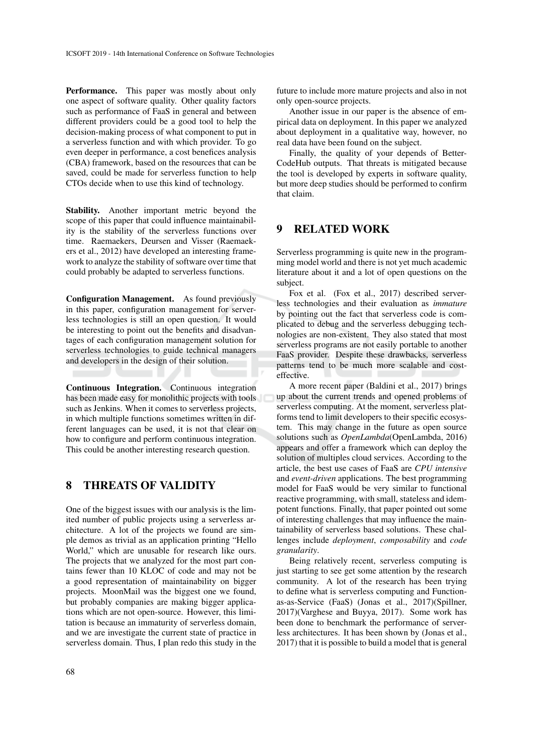**Performance.** This paper was mostly about only one aspect of software quality. Other quality factors such as performance of FaaS in general and between different providers could be a good tool to help the decision-making process of what component to put in a serverless function and with which provider. To go even deeper in performance, a cost benefices analysis (CBA) framework, based on the resources that can be saved, could be made for serverless function to help CTOs decide when to use this kind of technology.

**Stability.** Another important metric beyond the scope of this paper that could influence maintainability is the stability of the serverless functions over time. Raemaekers, Deursen and Visser (Raemaekers et al., 2012) have developed an interesting framework to analyze the stability of software over time that could probably be adapted to serverless functions.

**Configuration Management.** As found previously in this paper, configuration management for serverless technologies is still an open question. It would be interesting to point out the benefits and disadvantages of each configuration management solution for serverless technologies to guide technical managers and developers in the design of their solution.

**Continuous Integration.** Continuous integration has been made easy for monolithic projects with tools such as Jenkins. When it comes to serverless projects, in which multiple functions sometimes written in different languages can be used, it is not that clear on how to configure and perform continuous integration. This could be another interesting research question.

## 8 THREATS OF VALIDITY

One of the biggest issues with our analysis is the limited number of public projects using a serverless architecture. A lot of the projects we found are simple demos as trivial as an application printing "Hello World," which are unusable for research like ours. The projects that we analyzed for the most part contains fewer than 10 KLOC of code and may not be a good representation of maintainability on bigger projects. MoonMail was the biggest one we found, but probably companies are making bigger applications which are not open-source. However, this limitation is because an immaturity of serverless domain, and we are investigate the current state of practice in serverless domain. Thus, I plan redo this study in the future to include more mature projects and also in not only open-source projects.

Another issue in our paper is the absence of empirical data on deployment. In this paper we analyzed about deployment in a qualitative way, however, no real data have been found on the subject.

Finally, the quality of your depends of BetterCodeHub outputs. That threats is mitigated because the tool is developed by experts in software quality, but more deep studies should be performed to confirm that claim.

## 9 RELATED WORK

Serverless programming is quite new in the programming model world and there is not yet much academic literature about it and a lot of open questions on the subject.

Fox et al. (Fox et al., 2017) described serverless technologies and their evaluation as *immature* by pointing out the fact that serverless code is complicated to debug and the serverless debugging technologies are non-existent. They also stated that most serverless programs are not easily portable to another FaaS provider. Despite these drawbacks, serverless patterns tend to be much more scalable and cost-effective.

A more recent paper (Baldini et al., 2017) brings up about the current trends and opened problems of serverless computing. At the moment, serverless platforms tend to limit developers to their specific ecosystem. This may change in the future as open source solutions such as *OpenLambda*(OpenLambda, 2016) appears and offer a framework which can deploy the solution of multiples cloud services. According to the article, the best use cases of FaaS are *CPU intensive* and *event-driven* applications. The best programming model for FaaS would be very similar to functional reactive programming, with small, stateless and idempotent functions. Finally, that paper pointed out some of interesting challenges that may influence the maintainability of serverless based solutions. These challenges include *deployment*, *composability* and *code granularity*.

Being relatively recent, serverless computing is just starting to see get some attention by the research community. A lot of the research has been trying to define what is serverless computing and Function-as-as-Service (FaaS) (Jonas et al., 2017)(Spillner, 2017)(Varghese and Buyya, 2017). Some work has been done to benchmark the performance of serverless architectures. It has been shown by (Jonas et al., 2017) that it is possible to build a model that is general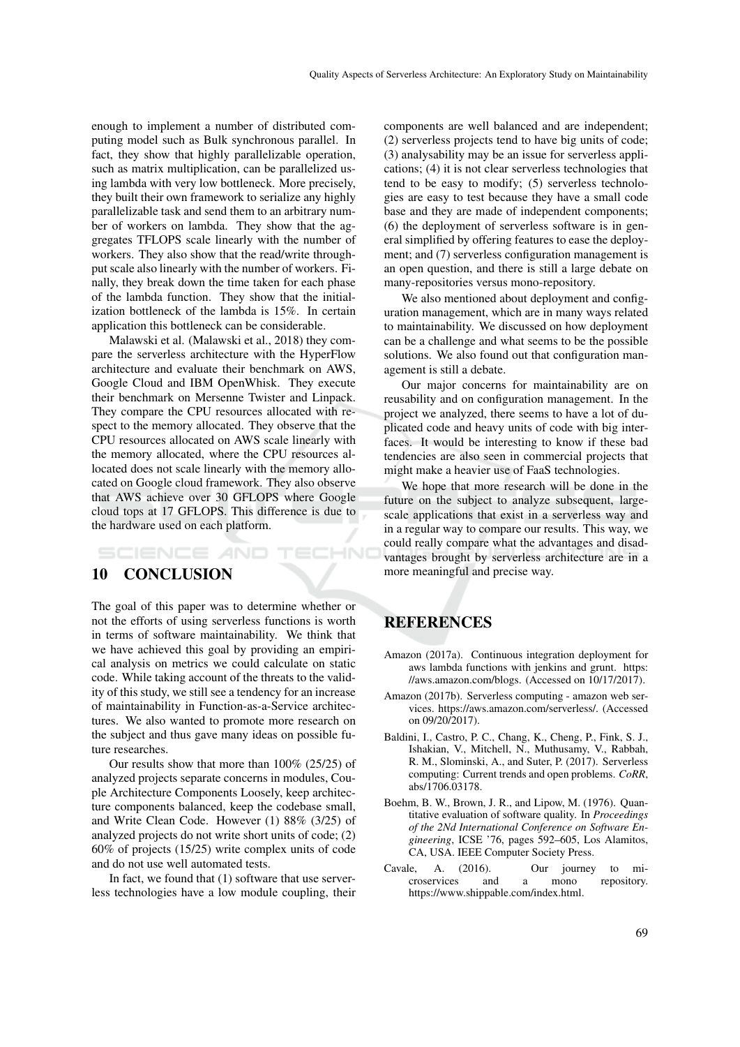enough to implement a number of distributed computing model such as Bulk synchronous parallel. In fact, they show that highly parallelizable operation, such as matrix multiplication, can be parallelized using lambda with very low bottleneck. More precisely, they built their own framework to serialize any highly parallelizable task and send them to an arbitrary number of workers on lambda. They show that the aggregates TFLOPS scale linearly with the number of workers. They also show that the read/write throughput scale also linearly with the number of workers. Finally, they break down the time taken for each phase of the lambda function. They show that the initialization bottleneck of the lambda is 15%. In certain application this bottleneck can be considerable.

Malawski et al. (Malawski et al., 2018) they compare the serverless architecture with the HyperFlow architecture and evaluate their benchmark on AWS, Google Cloud and IBM OpenWhisk. They execute their benchmark on Mersenne Twister and Linpack. They compare the CPU resources allocated with respect to the memory allocated. They observe that the CPU resources allocated on AWS scale linearly with the memory allocated, where the CPU resources allocated does not scale linearly with the memory allocated on Google cloud framework. They also observe that AWS achieve over 30 GFLOPS where Google cloud tops at 17 GFLOPS. This difference is due to the hardware used on each platform.

## 10 CONCLUSION

The goal of this paper was to determine whether or not the efforts of using serverless functions is worth in terms of software maintainability. We think that we have achieved this goal by providing an empirical analysis on metrics we could calculate on static code. While taking account of the threats to the validity of this study, we still see a tendency for an increase of maintainability in Function-as-a-Service architectures. We also wanted to promote more research on the subject and thus gave many ideas on possible future researches.

Our results show that more than 100% (25/25) of analyzed projects separate concerns in modules, Couple Architecture Components Loosely, keep architecture components balanced, keep the codebase small, and Write Clean Code. However (1) 88% (3/25) of analyzed projects do not write short units of code; (2) 60% of projects (15/25) write complex units of code and do not use well automated tests.

In fact, we found that (1) software that use serverless technologies have a low module coupling, their components are well balanced and are independent; (2) serverless projects tend to have big units of code; (3) analysability may be an issue for serverless applications; (4) it is not clear serverless technologies that tend to be easy to modify; (5) serverless technologies are easy to test because they have a small code base and they are made of independent components; (6) the deployment of serverless software is in general simplified by offering features to ease the deployment; and (7) serverless configuration management is an open question, and there is still a large debate on many-repositories versus mono-repository.

We also mentioned about deployment and configuration management, which are in many ways related to maintainability. We discussed on how deployment can be a challenge and what seems to be the possible solutions. We also found out that configuration management is still a debate.

Our major concerns for maintainability are on reusability and on configuration management. In the project we analyzed, there seems to have a lot of duplicated code and heavy units of code with big interfaces. It would be interesting to know if these bad tendencies are also seen in commercial projects that might make a heavier use of FaaS technologies.

We hope that more research will be done in the future on the subject to analyze subsequent, large-scale applications that exist in a serverless way and in a regular way to compare our results. This way, we could really compare what the advantages and disadvantages brought by serverless architecture are in a more meaningful and precise way.

## REFERENCES

Amazon (2017a). Continuous integration deployment for aws lambda functions with jenkins and grunt. https://aws.amazon.com/blogs. (Accessed on 10/17/2017).

Amazon (2017b). Serverless computing - amazon web services. https://aws.amazon.com/serverless/. (Accessed on 09/20/2017).

Baldini, I., Castro, P. C., Chang, K., Cheng, P., Fink, S. J., Ishakian, V., Mitchell, N., Muthusamy, V., Rabbah, R. M., Slominski, A., and Suter, P. (2017). Serverless computing: Current trends and open problems. *CoRR*, abs/1706.03178.

Boehm, B. W., Brown, J. R., and Lipow, M. (1976). Quantitative evaluation of software quality. In *Proceedings of the 2Nd International Conference on Software Engineering*, ICSE '76, pages 592–605, Los Alamitos, CA, USA. IEEE Computer Society Press.

Cavale, A. (2016). Our journey to microservices and a mono repository. https://www.shippable.com/index.html.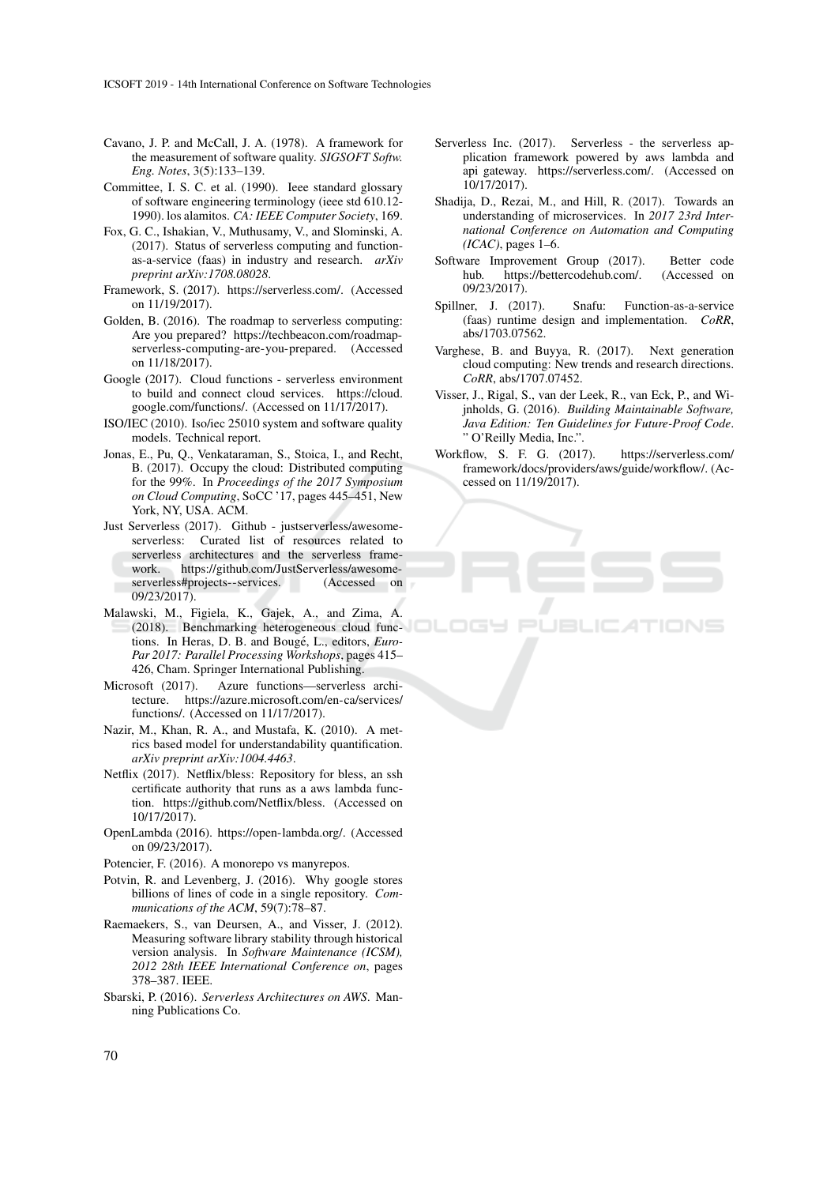Cavano, J. P. and McCall, J. A. (1978). A framework for the measurement of software quality. *SIGSOFT Softw. Eng. Notes*, 3(5):133–139.

Committee, I. S. C. et al. (1990). Ieee standard glossary of software engineering terminology (ieee std 610.12-1990). los alamitos. *CA: IEEE Computer Society*, 169.

Fox, G. C., Ishakian, V., Muthusamy, V., and Slominski, A. (2017). Status of serverless computing and function-as-a-service (faas) in industry and research. *arXiv preprint arXiv:1708.08028*.

Framework, S. (2017). https://serverless.com/. (Accessed on 11/19/2017).

Golden, B. (2016). The roadmap to serverless computing: Are you prepared? https://techbeacon.com/roadmap-serverless-computing-are-you-prepared. (Accessed on 11/18/2017).

Google (2017). Cloud functions - serverless environment to build and connect cloud services. https://cloud.google.com/functions/. (Accessed on 11/17/2017).

ISO/IEC (2010). Iso/iec 25010 system and software quality models. Technical report.

Jonas, E., Pu, Q., Venkataraman, S., Stoica, I., and Recht, B. (2017). Occupy the cloud: Distributed computing for the 99%. In *Proceedings of the 2017 Symposium on Cloud Computing*, SoCC '17, pages 445–451, New York, NY, USA. ACM.

Just Serverless (2017). Github - justserverless/awesome-serverless: Curated list of resources related to serverless architectures and the serverless framework. https://github.com/JustServerless/awesome-serverless#projects--services. (Accessed on 09/23/2017).

Malawski, M., Figiela, K., Gajek, A., and Zima, A. (2018). Benchmarking heterogeneous cloud functions. In Heras, D. B. and Bougé, L., editors, *Euro-Par 2017: Parallel Processing Workshops*, pages 415–426, Cham. Springer International Publishing.

Microsoft (2017). Azure functions—serverless architecture. https://azure.microsoft.com/en-ca/services/functions/. (Accessed on 11/17/2017).

Nazir, M., Khan, R. A., and Mustafa, K. (2010). A metrics based model for understandability quantification. *arXiv preprint arXiv:1004.4463*.

Netflix (2017). Netflix/bless: Repository for bless, an ssh certificate authority that runs as a aws lambda function. https://github.com/Netflix/bless. (Accessed on 10/17/2017).

OpenLambda (2016). https://open-lambda.org/. (Accessed on 09/23/2017).

Potencier, F. (2016). A monorepo vs manyrepos.

Potvin, R. and Levenberg, J. (2016). Why google stores billions of lines of code in a single repository. *Communications of the ACM*, 59(7):78–87.

Raemaekers, S., van Deursen, A., and Visser, J. (2012). Measuring software library stability through historical version analysis. In *Software Maintenance (ICSM), 2012 28th IEEE International Conference on*, pages 378–387. IEEE.

Sbarski, P. (2016). *Serverless Architectures on AWS*. Manning Publications Co.

Serverless Inc. (2017). Serverless - the serverless application framework powered by aws lambda and api gateway. https://serverless.com/. (Accessed on 10/17/2017).

Shadija, D., Rezai, M., and Hill, R. (2017). Towards an understanding of microservices. In *2017 23rd International Conference on Automation and Computing (ICAC)*, pages 1–6.

Software Improvement Group (2017). Better code hub. https://bettercodehub.com/. (Accessed on 09/23/2017).

Spillner, J. (2017). Snafu: Function-as-a-service (faas) runtime design and implementation. *CoRR*, abs/1703.07562.

Varghese, B. and Buyya, R. (2017). Next generation cloud computing: New trends and research directions. *CoRR*, abs/1707.07452.

Visser, J., Rigal, S., van der Leek, R., van Eck, P., and Wijnholds, G. (2016). *Building Maintainable Software, Java Edition: Ten Guidelines for Future-Proof Code*. " O'Reilly Media, Inc.".

Workflow, S. F. G. (2017). https://serverless.com/framework/docs/providers/aws/guide/workflow/. (Accessed on 11/19/2017).